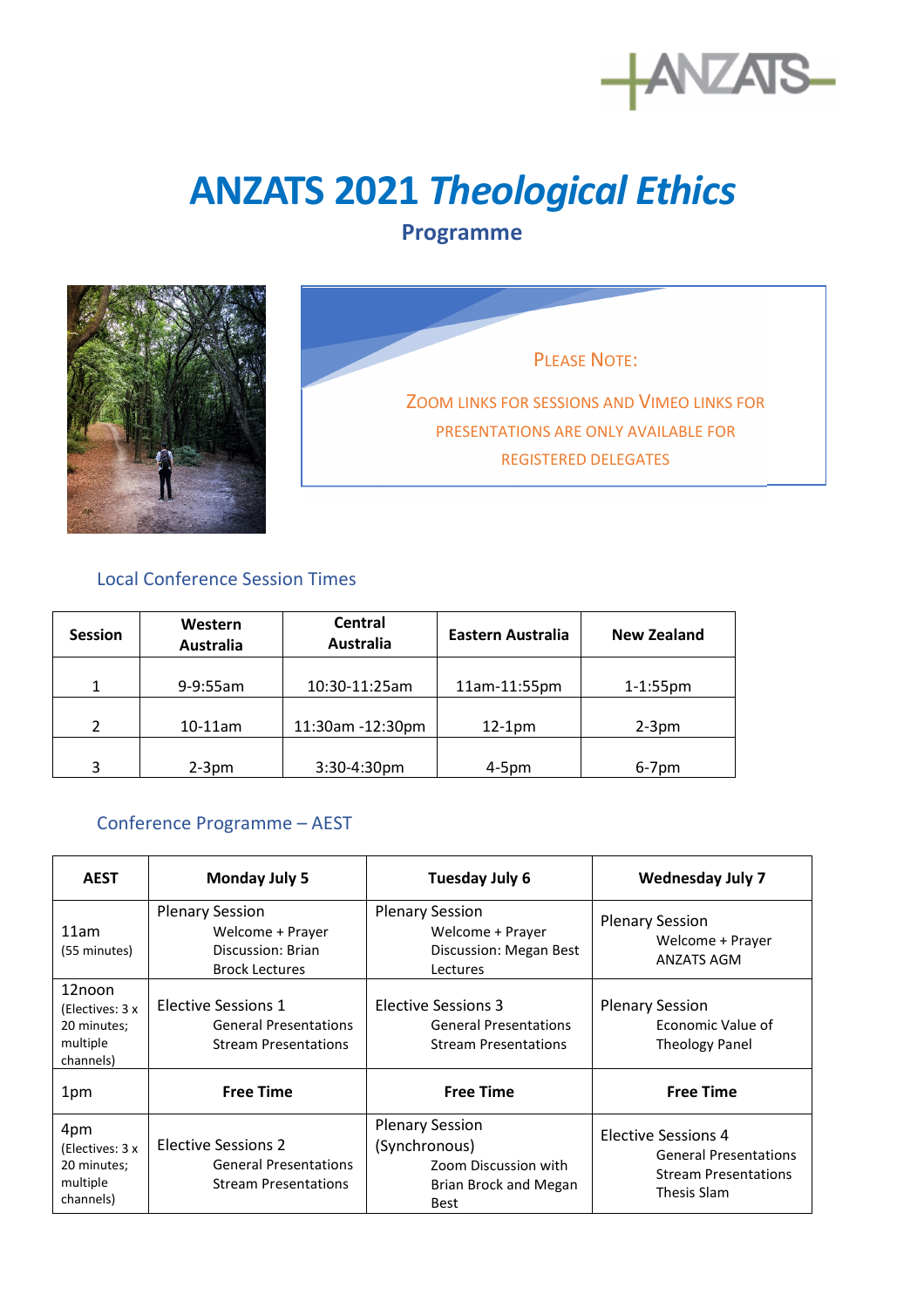# ANZATS 2021 *Theological Ethics*

## Programme

PLEASE NOTE:

ZOOM LINKS FOR SESSIONS AND VIMEO LINKS FOR PRESENTATIONS ARE ONLY AVAILABLE FOR REGISTERED DELEGATES

### Local Conference Session Times

| Session | Western Australia | Central Australia | Eastern Australia | New Zealand |
|---|---|---|---|---|
| 1 | 9-9:55am | 10:30-11:25am | 11am-11:55pm | 1-1:55pm |
| 2 | 10-11am | 11:30am -12:30pm | 12-1pm | 2-3pm |
| 3 | 2-3pm | 3:30-4:30pm | 4-5pm | 6-7pm |

### Conference Programme – AEST

| AEST | Monday July 5 | Tuesday July 6 | Wednesday July 7 |
|---|---|---|---|
| 11am (55 minutes) | Plenary Session<br>Welcome + Prayer<br>Discussion: Brian Brock Lectures | Plenary Session<br>Welcome + Prayer<br>Discussion: Megan Best Lectures | Plenary Session<br>Welcome + Prayer<br>ANZATS AGM |
| 12noon (Electives: 3 x 20 minutes; multiple channels) | Elective Sessions 1<br>General Presentations<br>Stream Presentations | Elective Sessions 3<br>General Presentations<br>Stream Presentations | Plenary Session<br>Economic Value of Theology Panel |
| 1pm | **Free Time** | **Free Time** | **Free Time** |
| 4pm (Electives: 3 x 20 minutes; multiple channels) | Elective Sessions 2<br>General Presentations<br>Stream Presentations | Plenary Session (Synchronous)<br>Zoom Discussion with Brian Brock and Megan Best | Elective Sessions 4<br>General Presentations<br>Stream Presentations<br>Thesis Slam |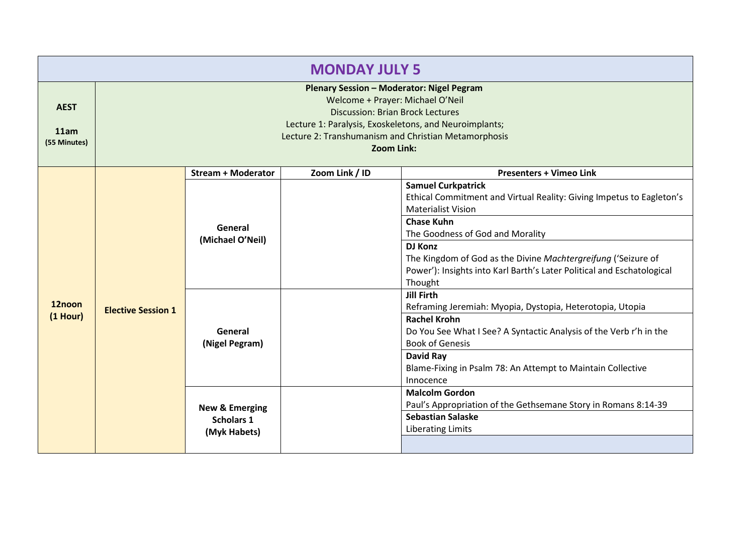# MONDAY JULY 5

| AEST | | | | |
|---|---|---|---|---|
| **AEST**<br><br>**11am**<br>**(55 Minutes)** | **Plenary Session – Moderator: Nigel Pegram**<br>Welcome + Prayer: Michael O'Neil<br>Discussion: Brian Brock Lectures<br>Lecture 1: Paralysis, Exoskeletons, and Neuroimplants;<br>Lecture 2: Transhumanism and Christian Metamorphosis<br>**Zoom Link:** | | | |
| **12noon (1 Hour)** | **Elective Session 1** | **Stream + Moderator** | **Zoom Link / ID** | **Presenters + Vimeo Link** |
| | | **General (Michael O'Neil)** | | **Samuel Curkpatrick**<br>Ethical Commitment and Virtual Reality: Giving Impetus to Eagleton's Materialist Vision |
| | | | | **Chase Kuhn**<br>The Goodness of God and Morality |
| | | | | **DJ Konz**<br>The Kingdom of God as the Divine *Machtergreifung* ('Seizure of Power'): Insights into Karl Barth's Later Political and Eschatological Thought |
| | | **General (Nigel Pegram)** | | **Jill Firth**<br>Reframing Jeremiah: Myopia, Dystopia, Heterotopia, Utopia |
| | | | | **Rachel Krohn**<br>Do You See What I See? A Syntactic Analysis of the Verb r'h in the Book of Genesis |
| | | | | **David Ray**<br>Blame-Fixing in Psalm 78: An Attempt to Maintain Collective Innocence |
| | | **New & Emerging Scholars 1 (Myk Habets)** | | **Malcolm Gordon**<br>Paul's Appropriation of the Gethsemane Story in Romans 8:14-39 |
| | | | | **Sebastian Salaske**<br>Liberating Limits |
| | | | | |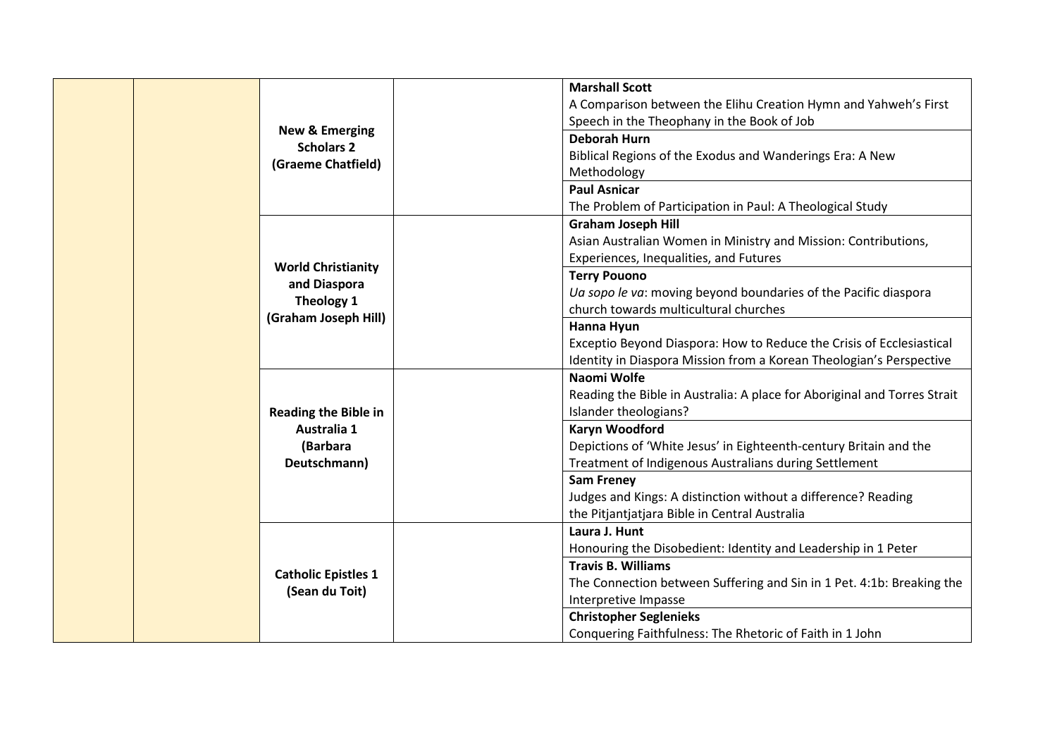| | | | | |
|---|---|---|---|---|
| | | **New & Emerging Scholars 2 (Graeme Chatfield)** | | **Marshall Scott**<br>A Comparison between the Elihu Creation Hymn and Yahweh's First Speech in the Theophany in the Book of Job |
| | | | | **Deborah Hurn**<br>Biblical Regions of the Exodus and Wanderings Era: A New Methodology |
| | | | | **Paul Asnicar**<br>The Problem of Participation in Paul: A Theological Study |
| | | **World Christianity and Diaspora Theology 1 (Graham Joseph Hill)** | | **Graham Joseph Hill**<br>Asian Australian Women in Ministry and Mission: Contributions, Experiences, Inequalities, and Futures |
| | | | | **Terry Pouono**<br>*Ua sopo le va*: moving beyond boundaries of the Pacific diaspora church towards multicultural churches |
| | | | | **Hanna Hyun**<br>Exceptio Beyond Diaspora: How to Reduce the Crisis of Ecclesiastical Identity in Diaspora Mission from a Korean Theologian's Perspective |
| | | **Reading the Bible in Australia 1 (Barbara Deutschmann)** | | **Naomi Wolfe**<br>Reading the Bible in Australia: A place for Aboriginal and Torres Strait Islander theologians? |
| | | | | **Karyn Woodford**<br>Depictions of 'White Jesus' in Eighteenth-century Britain and the Treatment of Indigenous Australians during Settlement |
| | | | | **Sam Freney**<br>Judges and Kings: A distinction without a difference? Reading the Pitjantjatjara Bible in Central Australia |
| | | **Catholic Epistles 1 (Sean du Toit)** | | **Laura J. Hunt**<br>Honouring the Disobedient: Identity and Leadership in 1 Peter |
| | | | | **Travis B. Williams**<br>The Connection between Suffering and Sin in 1 Pet. 4:1b: Breaking the Interpretive Impasse |
| | | | | **Christopher Seglenieks**<br>Conquering Faithfulness: The Rhetoric of Faith in 1 John |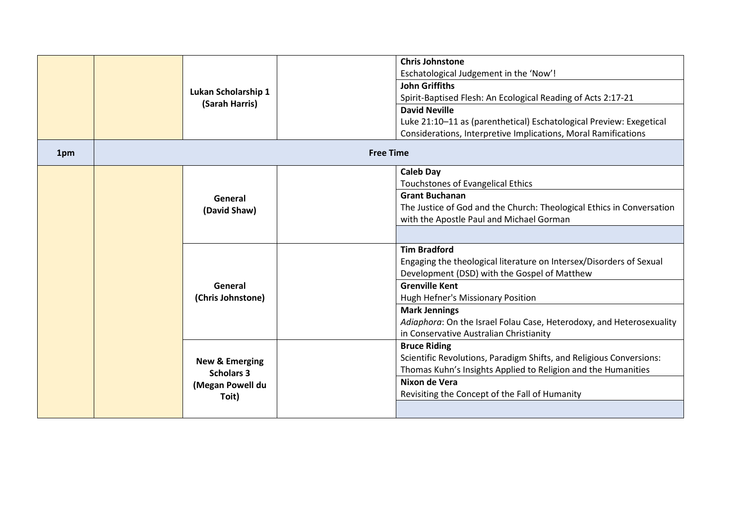| | | | | |
|---|---|---|---|---|
| | | **Lukan Scholarship 1 (Sarah Harris)** | | **Chris Johnstone**<br>Eschatological Judgement in the 'Now'! |
| | | | | **John Griffiths**<br>Spirit-Baptised Flesh: An Ecological Reading of Acts 2:17-21 |
| | | | | **David Neville**<br>Luke 21:10–11 as (parenthetical) Eschatological Preview: Exegetical Considerations, Interpretive Implications, Moral Ramifications |
| **1pm** | **Free Time** | | | |
| | | **General (David Shaw)** | | **Caleb Day**<br>Touchstones of Evangelical Ethics |
| | | | | **Grant Buchanan**<br>The Justice of God and the Church: Theological Ethics in Conversation with the Apostle Paul and Michael Gorman |
| | | | | |
| | | **General (Chris Johnstone)** | | **Tim Bradford**<br>Engaging the theological literature on Intersex/Disorders of Sexual Development (DSD) with the Gospel of Matthew |
| | | | | **Grenville Kent**<br>Hugh Hefner's Missionary Position |
| | | | | **Mark Jennings**<br>*Adiaphora*: On the Israel Folau Case, Heterodoxy, and Heterosexuality in Conservative Australian Christianity |
| | | **New & Emerging Scholars 3 (Megan Powell du Toit)** | | **Bruce Riding**<br>Scientific Revolutions, Paradigm Shifts, and Religious Conversions: Thomas Kuhn's Insights Applied to Religion and the Humanities |
| | | | | **Nixon de Vera**<br>Revisiting the Concept of the Fall of Humanity |
| | | | | |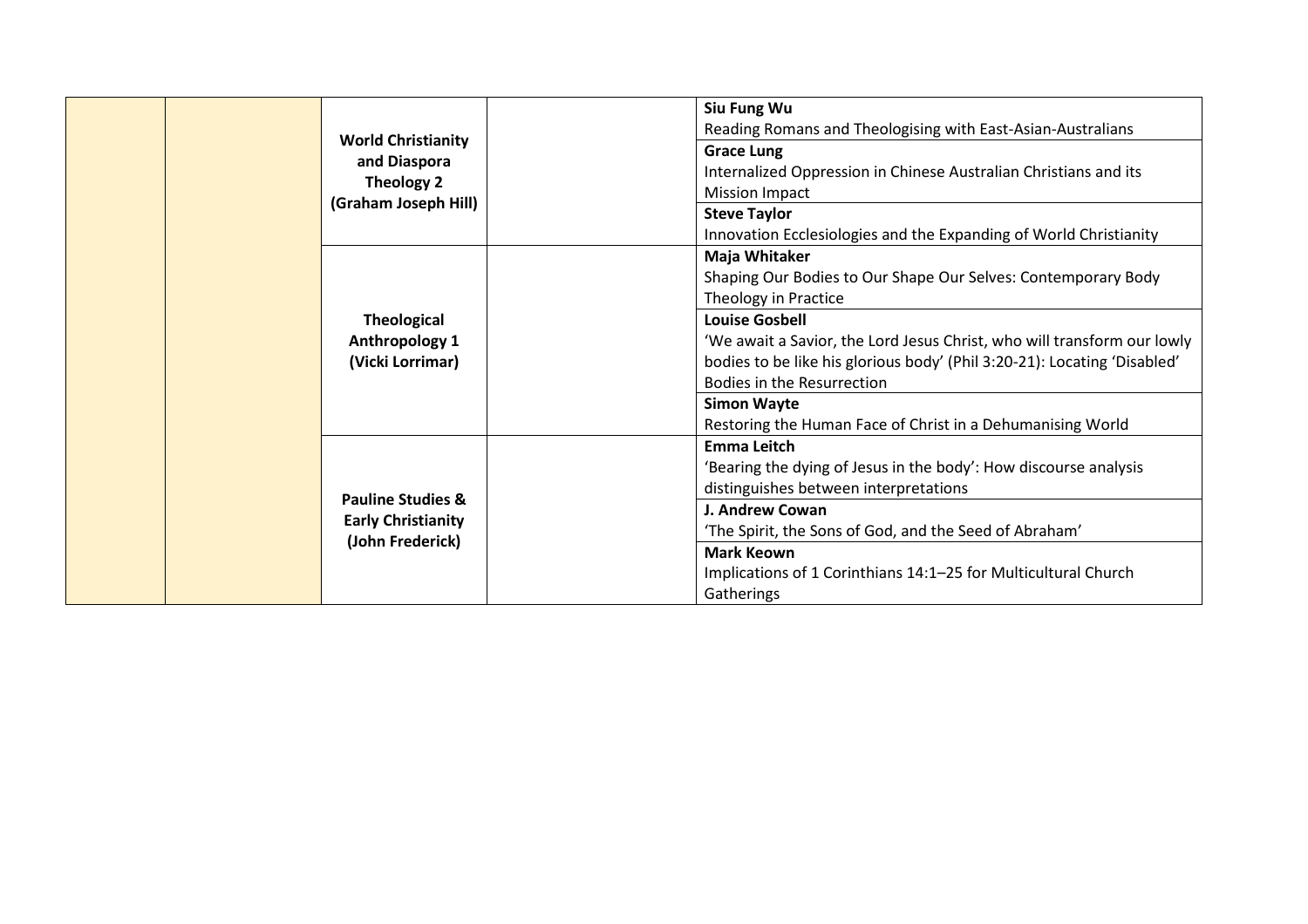| | | | | |
|---|---|---|---|---|
| | | **World Christianity and Diaspora Theology 2 (Graham Joseph Hill)** | | **Siu Fung Wu**<br>Reading Romans and Theologising with East-Asian-Australians |
| | | | | **Grace Lung**<br>Internalized Oppression in Chinese Australian Christians and its Mission Impact |
| | | | | **Steve Taylor**<br>Innovation Ecclesiologies and the Expanding of World Christianity |
| | | **Theological Anthropology 1 (Vicki Lorrimar)** | | **Maja Whitaker**<br>Shaping Our Bodies to Our Shape Our Selves: Contemporary Body Theology in Practice |
| | | | | **Louise Gosbell**<br>'We await a Savior, the Lord Jesus Christ, who will transform our lowly bodies to be like his glorious body' (Phil 3:20-21): Locating 'Disabled' Bodies in the Resurrection |
| | | | | **Simon Wayte**<br>Restoring the Human Face of Christ in a Dehumanising World |
| | | **Pauline Studies & Early Christianity (John Frederick)** | | **Emma Leitch**<br>'Bearing the dying of Jesus in the body': How discourse analysis distinguishes between interpretations |
| | | | | **J. Andrew Cowan**<br>'The Spirit, the Sons of God, and the Seed of Abraham' |
| | | | | **Mark Keown**<br>Implications of 1 Corinthians 14:1–25 for Multicultural Church Gatherings |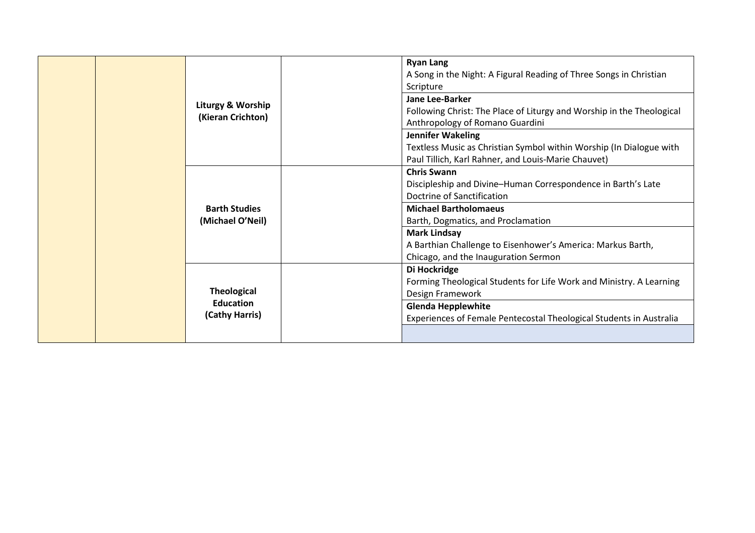|  |  |  |  |  |
|---|---|---|---|---|
|  |  | **Liturgy & Worship (Kieran Crichton)** |  | **Ryan Lang**<br>A Song in the Night: A Figural Reading of Three Songs in Christian Scripture |
|  |  |  |  | **Jane Lee-Barker**<br>Following Christ: The Place of Liturgy and Worship in the Theological Anthropology of Romano Guardini |
|  |  |  |  | **Jennifer Wakeling**<br>Textless Music as Christian Symbol within Worship (In Dialogue with Paul Tillich, Karl Rahner, and Louis-Marie Chauvet) |
|  |  | **Barth Studies (Michael O'Neil)** |  | **Chris Swann**<br>Discipleship and Divine–Human Correspondence in Barth's Late Doctrine of Sanctification |
|  |  |  |  | **Michael Bartholomaeus**<br>Barth, Dogmatics, and Proclamation |
|  |  |  |  | **Mark Lindsay**<br>A Barthian Challenge to Eisenhower's America: Markus Barth, Chicago, and the Inauguration Sermon |
|  |  | **Theological Education (Cathy Harris)** |  | **Di Hockridge**<br>Forming Theological Students for Life Work and Ministry. A Learning Design Framework |
|  |  |  |  | **Glenda Hepplewhite**<br>Experiences of Female Pentecostal Theological Students in Australia |
|  |  |  |  |  |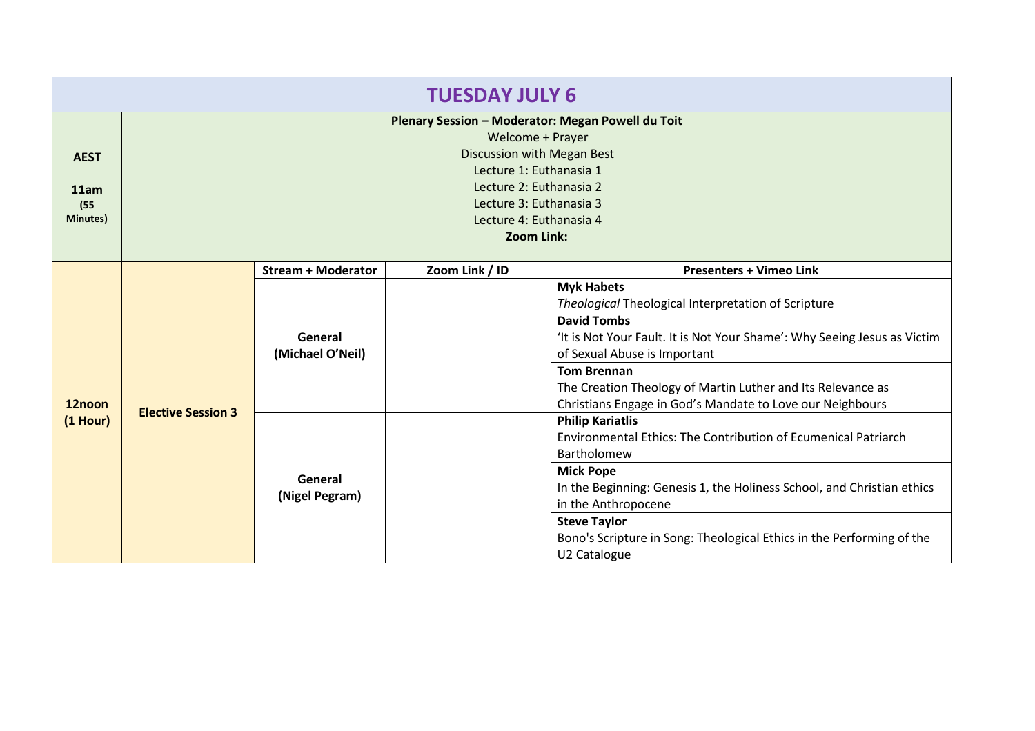# TUESDAY JULY 6

| | | | | |
|---|---|---|---|---|
| **AEST**<br><br>**11am**<br>**(55 Minutes)** | **Plenary Session – Moderator: Megan Powell du Toit**<br>Welcome + Prayer<br>Discussion with Megan Best<br>Lecture 1: Euthanasia 1<br>Lecture 2: Euthanasia 2<br>Lecture 3: Euthanasia 3<br>Lecture 4: Euthanasia 4<br>**Zoom Link:** | | | |
| | | **Stream + Moderator** | **Zoom Link / ID** | **Presenters + Vimeo Link** |
| **12noon (1 Hour)** | **Elective Session 3** | **General (Michael O'Neil)** | | **Myk Habets**<br>*Theological* Theological Interpretation of Scripture |
| | | | | **David Tombs**<br>'It is Not Your Fault. It is Not Your Shame': Why Seeing Jesus as Victim of Sexual Abuse is Important |
| | | | | **Tom Brennan**<br>The Creation Theology of Martin Luther and Its Relevance as Christians Engage in God's Mandate to Love our Neighbours |
| | | **General (Nigel Pegram)** | | **Philip Kariatlis**<br>Environmental Ethics: The Contribution of Ecumenical Patriarch Bartholomew |
| | | | | **Mick Pope**<br>In the Beginning: Genesis 1, the Holiness School, and Christian ethics in the Anthropocene |
| | | | | **Steve Taylor**<br>Bono's Scripture in Song: Theological Ethics in the Performing of the U2 Catalogue |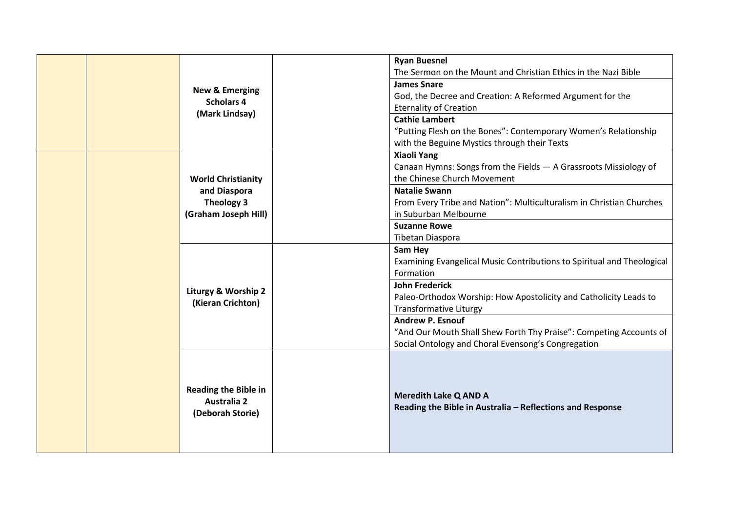| | | | | |
|---|---|---|---|---|
| | | **New & Emerging Scholars 4 (Mark Lindsay)** | | **Ryan Buesnel** The Sermon on the Mount and Christian Ethics in the Nazi Bible |
| | | | | **James Snare** God, the Decree and Creation: A Reformed Argument for the Eternality of Creation |
| | | | | **Cathie Lambert** "Putting Flesh on the Bones": Contemporary Women's Relationship with the Beguine Mystics through their Texts |
| | | **World Christianity and Diaspora Theology 3 (Graham Joseph Hill)** | | **Xiaoli Yang** Canaan Hymns: Songs from the Fields — A Grassroots Missiology of the Chinese Church Movement |
| | | | | **Natalie Swann** From Every Tribe and Nation": Multiculturalism in Christian Churches in Suburban Melbourne |
| | | | | **Suzanne Rowe** Tibetan Diaspora |
| | | **Liturgy & Worship 2 (Kieran Crichton)** | | **Sam Hey** Examining Evangelical Music Contributions to Spiritual and Theological Formation |
| | | | | **John Frederick** Paleo-Orthodox Worship: How Apostolicity and Catholicity Leads to Transformative Liturgy |
| | | | | **Andrew P. Esnouf** "And Our Mouth Shall Shew Forth Thy Praise": Competing Accounts of Social Ontology and Choral Evensong's Congregation |
| | | **Reading the Bible in Australia 2 (Deborah Storie)** | | **Meredith Lake Q AND A** **Reading the Bible in Australia – Reflections and Response** |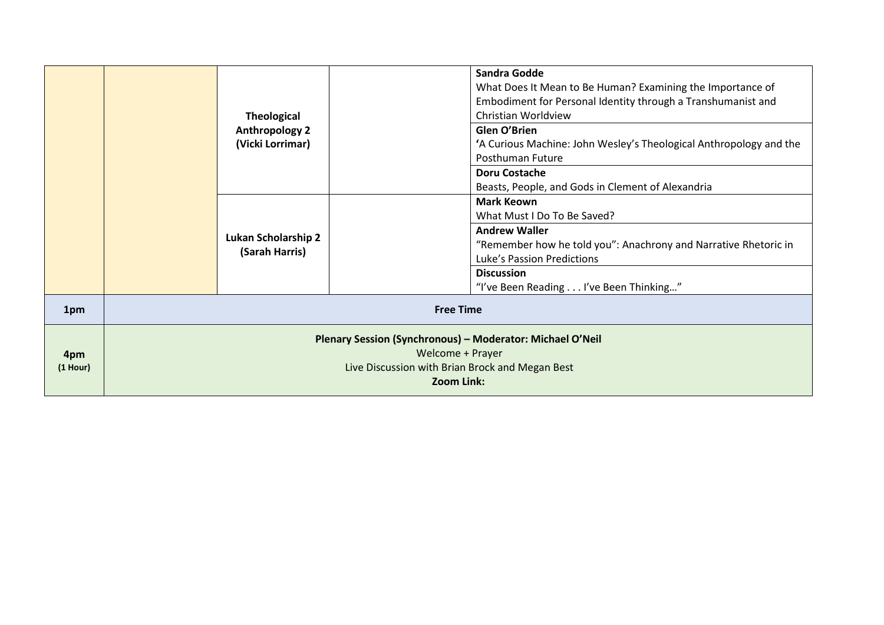| | | | | |
|---|---|---|---|---|
| | | **Theological Anthropology 2 (Vicki Lorrimar)** | | **Sandra Godde**<br>What Does It Mean to Be Human? Examining the Importance of Embodiment for Personal Identity through a Transhumanist and Christian Worldview |
| | | | | **Glen O'Brien**<br>**'**A Curious Machine: John Wesley's Theological Anthropology and the Posthuman Future |
| | | | | **Doru Costache**<br>Beasts, People, and Gods in Clement of Alexandria |
| | | **Lukan Scholarship 2 (Sarah Harris)** | | **Mark Keown**<br>What Must I Do To Be Saved? |
| | | | | **Andrew Waller**<br>"Remember how he told you": Anachrony and Narrative Rhetoric in Luke's Passion Predictions |
| | | | | **Discussion**<br>"I've Been Reading . . . I've Been Thinking…" |
| **1pm** | **Free Time** | | | |
| **4pm (1 Hour)** | **Plenary Session (Synchronous) – Moderator: Michael O'Neil**<br>Welcome + Prayer<br>Live Discussion with Brian Brock and Megan Best<br>**Zoom Link:** | | | |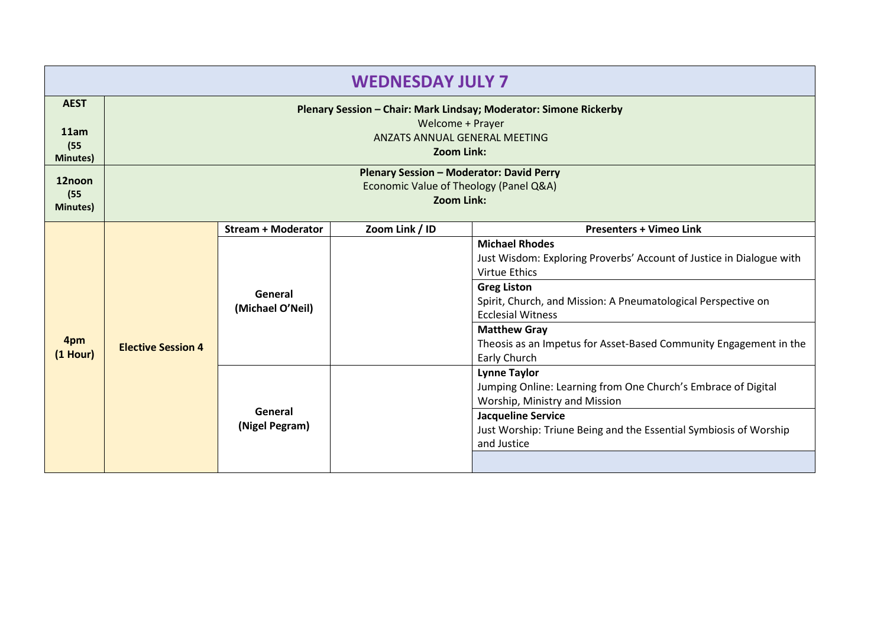# WEDNESDAY JULY 7

| AEST | | | | |
|---|---|---|---|---|
| **11am (55 Minutes)** | **Plenary Session – Chair: Mark Lindsay; Moderator: Simone Rickerby**<br>Welcome + Prayer<br>ANZATS ANNUAL GENERAL MEETING<br>**Zoom Link:** | | | |
| **12noon (55 Minutes)** | **Plenary Session – Moderator: David Perry**<br>Economic Value of Theology (Panel Q&A)<br>**Zoom Link:** | | | |
| | | **Stream + Moderator** | **Zoom Link / ID** | **Presenters + Vimeo Link** |
| **4pm (1 Hour)** | **Elective Session 4** | **General (Michael O'Neil)** | | **Michael Rhodes**<br>Just Wisdom: Exploring Proverbs' Account of Justice in Dialogue with Virtue Ethics |
| | | | | **Greg Liston**<br>Spirit, Church, and Mission: A Pneumatological Perspective on Ecclesial Witness |
| | | | | **Matthew Gray**<br>Theosis as an Impetus for Asset-Based Community Engagement in the Early Church |
| | | **General (Nigel Pegram)** | | **Lynne Taylor**<br>Jumping Online: Learning from One Church's Embrace of Digital Worship, Ministry and Mission |
| | | | | **Jacqueline Service**<br>Just Worship: Triune Being and the Essential Symbiosis of Worship and Justice |
| | | | | |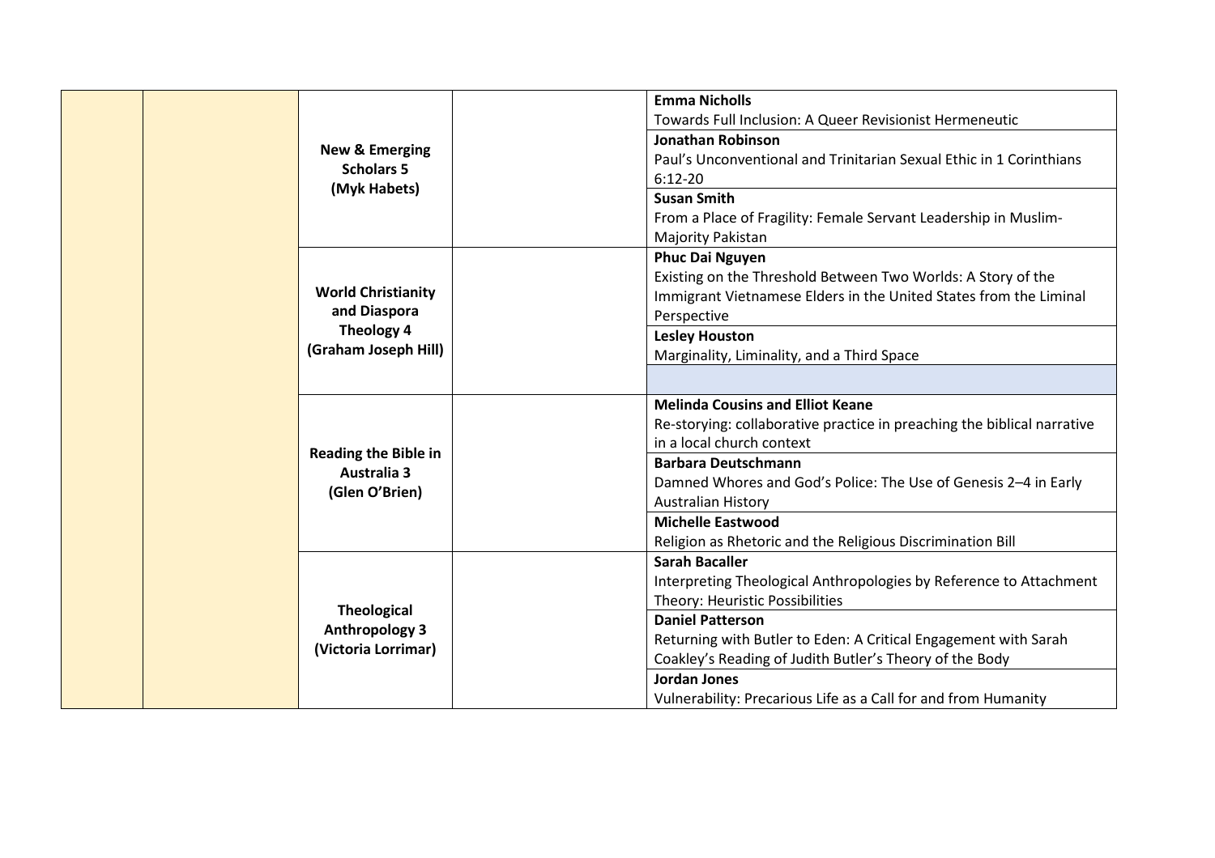| | | | | |
|---|---|---|---|---|
| | | **New & Emerging Scholars 5 (Myk Habets)** | | **Emma Nicholls**<br>Towards Full Inclusion: A Queer Revisionist Hermeneutic |
| | | | | **Jonathan Robinson**<br>Paul's Unconventional and Trinitarian Sexual Ethic in 1 Corinthians 6:12-20 |
| | | | | **Susan Smith**<br>From a Place of Fragility: Female Servant Leadership in Muslim-Majority Pakistan |
| | | **World Christianity and Diaspora Theology 4 (Graham Joseph Hill)** | | **Phuc Dai Nguyen**<br>Existing on the Threshold Between Two Worlds: A Story of the Immigrant Vietnamese Elders in the United States from the Liminal Perspective |
| | | | | **Lesley Houston**<br>Marginality, Liminality, and a Third Space |
| | | | | |
| | | **Reading the Bible in Australia 3 (Glen O'Brien)** | | **Melinda Cousins and Elliot Keane**<br>Re-storying: collaborative practice in preaching the biblical narrative in a local church context |
| | | | | **Barbara Deutschmann**<br>Damned Whores and God's Police: The Use of Genesis 2–4 in Early Australian History |
| | | | | **Michelle Eastwood**<br>Religion as Rhetoric and the Religious Discrimination Bill |
| | | **Theological Anthropology 3 (Victoria Lorrimar)** | | **Sarah Bacaller**<br>Interpreting Theological Anthropologies by Reference to Attachment Theory: Heuristic Possibilities |
| | | | | **Daniel Patterson**<br>Returning with Butler to Eden: A Critical Engagement with Sarah Coakley's Reading of Judith Butler's Theory of the Body |
| | | | | **Jordan Jones**<br>Vulnerability: Precarious Life as a Call for and from Humanity |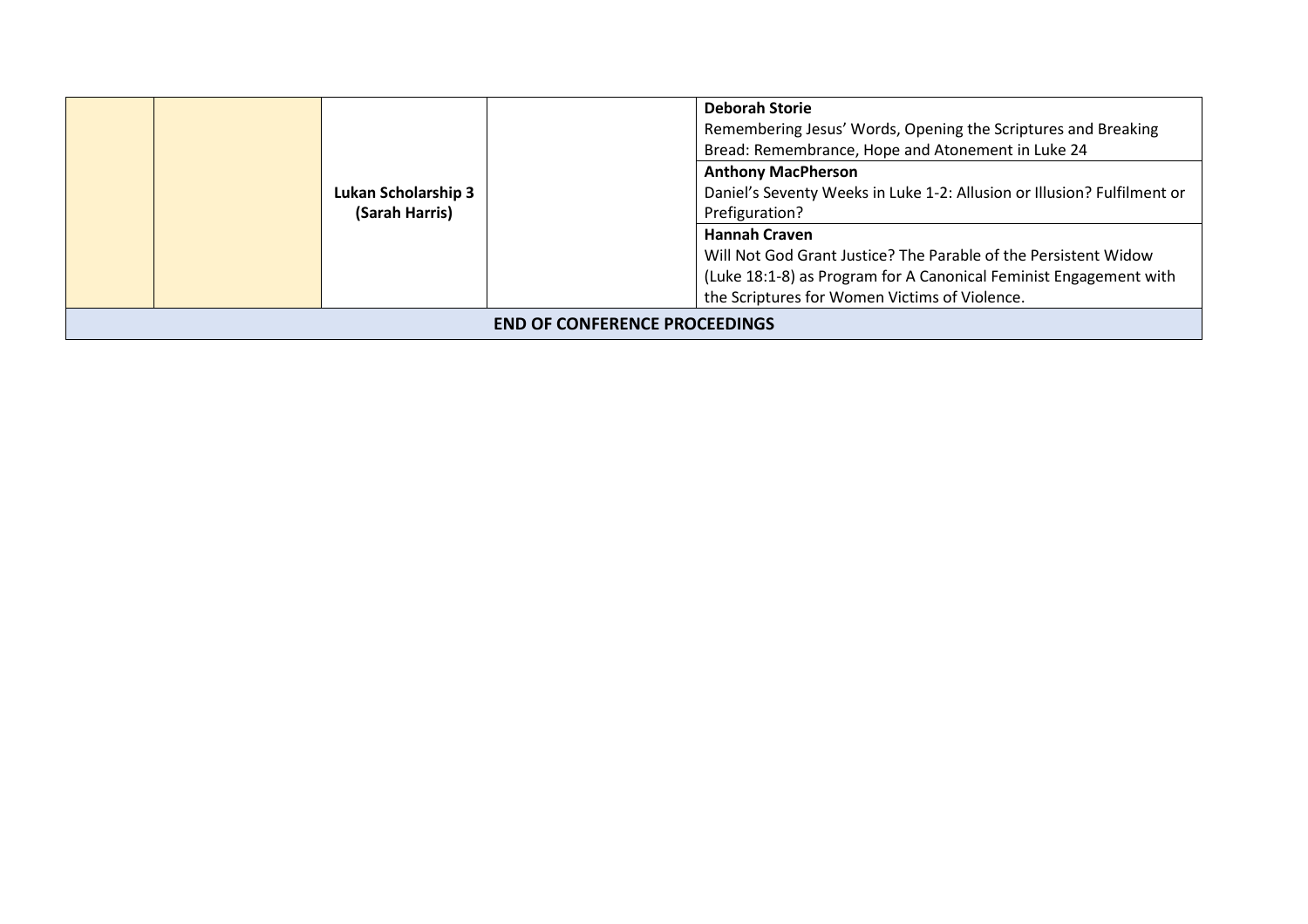| | | | | |
|---|---|---|---|---|
| | | **Lukan Scholarship 3 (Sarah Harris)** | | **Deborah Storie**<br>Remembering Jesus' Words, Opening the Scriptures and Breaking Bread: Remembrance, Hope and Atonement in Luke 24 |
| | | | | **Anthony MacPherson**<br>Daniel's Seventy Weeks in Luke 1-2: Allusion or Illusion? Fulfilment or Prefiguration? |
| | | | | **Hannah Craven**<br>Will Not God Grant Justice? The Parable of the Persistent Widow (Luke 18:1-8) as Program for A Canonical Feminist Engagement with the Scriptures for Women Victims of Violence. |
| **END OF CONFERENCE PROCEEDINGS** | | | | |